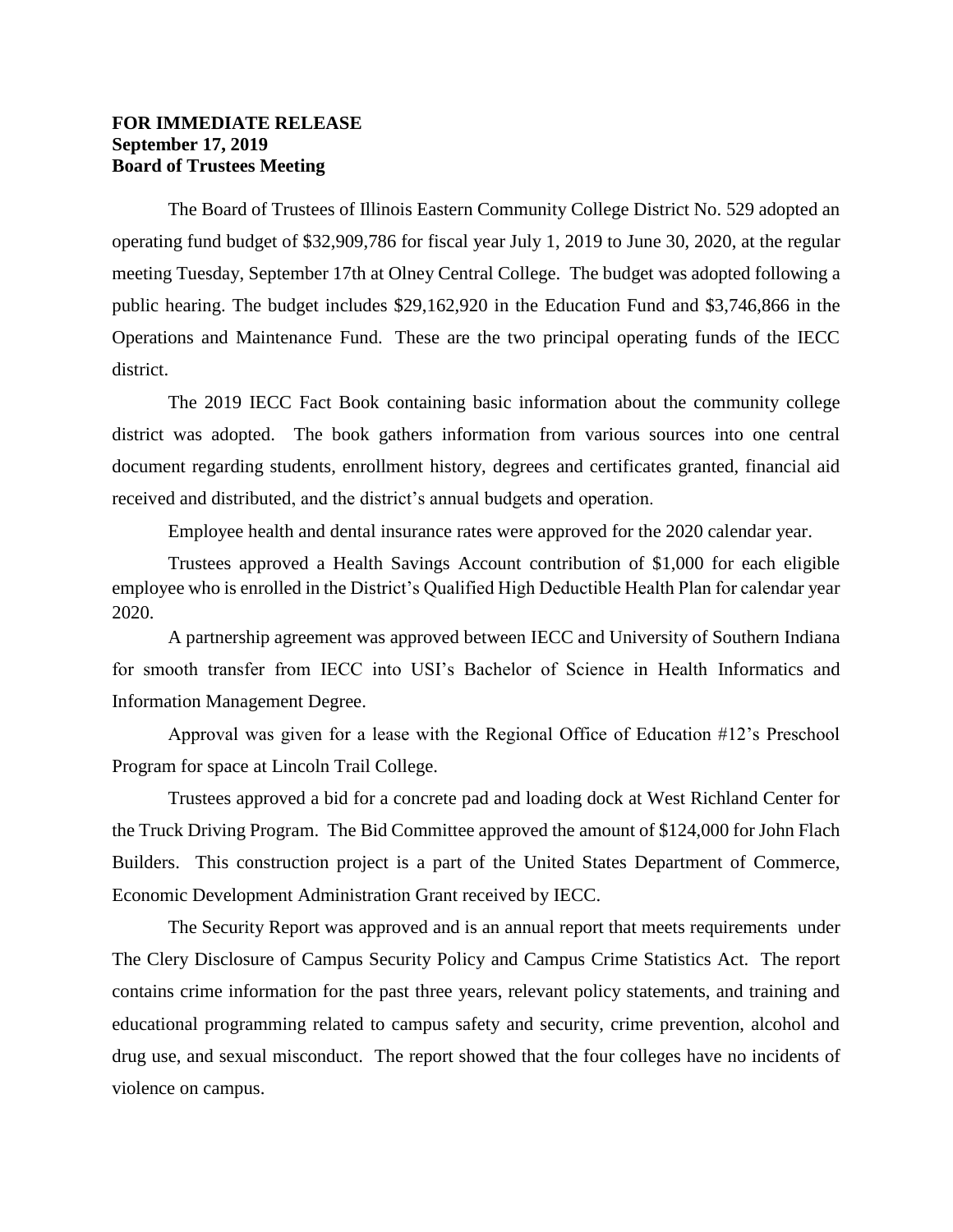**FOR IMMEDIATE RELEASE**
**September 17, 2019**
**Board of Trustees Meeting**

The Board of Trustees of Illinois Eastern Community College District No. 529 adopted an operating fund budget of $32,909,786 for fiscal year July 1, 2019 to June 30, 2020, at the regular meeting Tuesday, September 17th at Olney Central College. The budget was adopted following a public hearing. The budget includes $29,162,920 in the Education Fund and $3,746,866 in the Operations and Maintenance Fund. These are the two principal operating funds of the IECC district.

The 2019 IECC Fact Book containing basic information about the community college district was adopted. The book gathers information from various sources into one central document regarding students, enrollment history, degrees and certificates granted, financial aid received and distributed, and the district's annual budgets and operation.

Employee health and dental insurance rates were approved for the 2020 calendar year.

Trustees approved a Health Savings Account contribution of $1,000 for each eligible employee who is enrolled in the District's Qualified High Deductible Health Plan for calendar year 2020.

A partnership agreement was approved between IECC and University of Southern Indiana for smooth transfer from IECC into USI's Bachelor of Science in Health Informatics and Information Management Degree.

Approval was given for a lease with the Regional Office of Education #12's Preschool Program for space at Lincoln Trail College.

Trustees approved a bid for a concrete pad and loading dock at West Richland Center for the Truck Driving Program. The Bid Committee approved the amount of $124,000 for John Flach Builders. This construction project is a part of the United States Department of Commerce, Economic Development Administration Grant received by IECC.

The Security Report was approved and is an annual report that meets requirements under The Clery Disclosure of Campus Security Policy and Campus Crime Statistics Act. The report contains crime information for the past three years, relevant policy statements, and training and educational programming related to campus safety and security, crime prevention, alcohol and drug use, and sexual misconduct. The report showed that the four colleges have no incidents of violence on campus.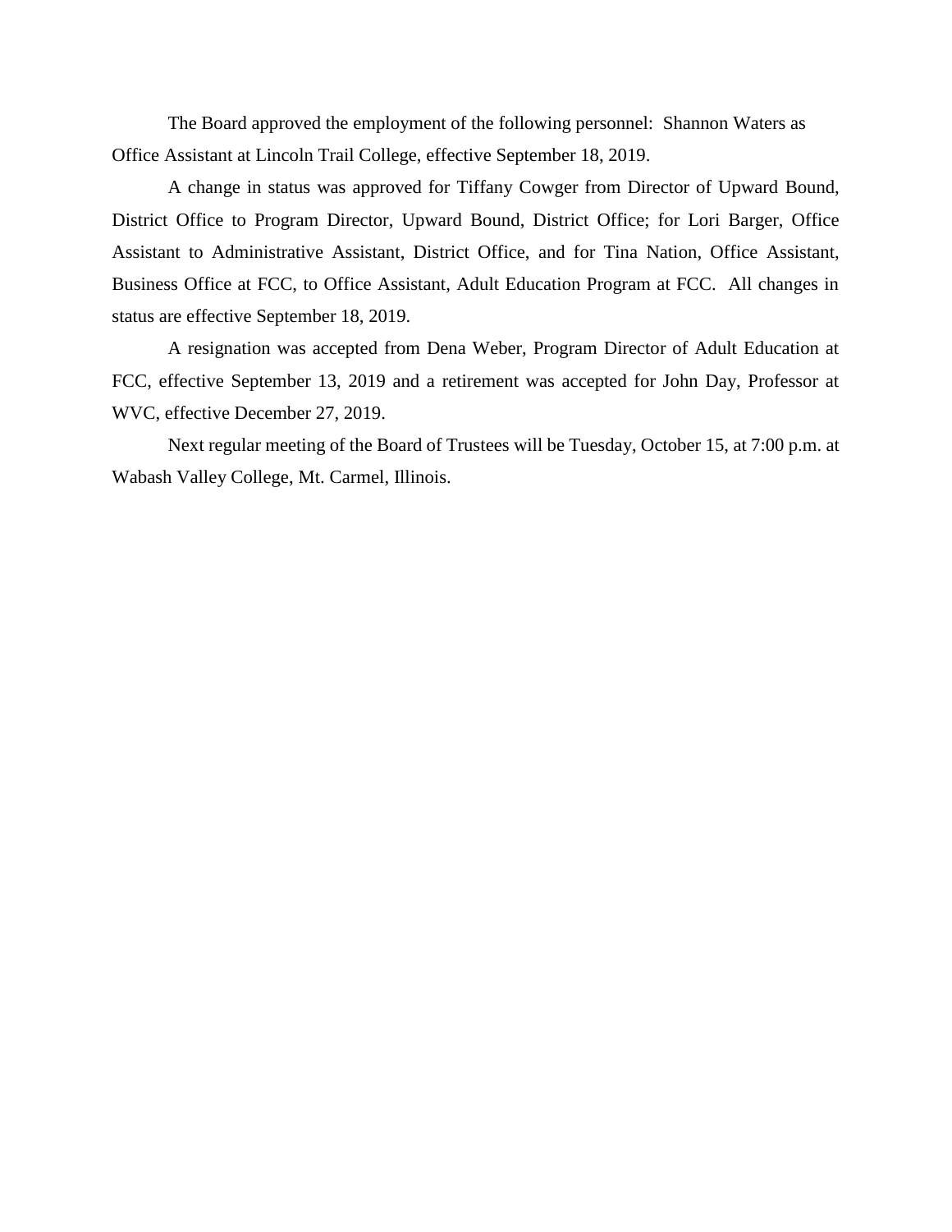The Board approved the employment of the following personnel: Shannon Waters as Office Assistant at Lincoln Trail College, effective September 18, 2019.

A change in status was approved for Tiffany Cowger from Director of Upward Bound, District Office to Program Director, Upward Bound, District Office; for Lori Barger, Office Assistant to Administrative Assistant, District Office, and for Tina Nation, Office Assistant, Business Office at FCC, to Office Assistant, Adult Education Program at FCC. All changes in status are effective September 18, 2019.

A resignation was accepted from Dena Weber, Program Director of Adult Education at FCC, effective September 13, 2019 and a retirement was accepted for John Day, Professor at WVC, effective December 27, 2019.

Next regular meeting of the Board of Trustees will be Tuesday, October 15, at 7:00 p.m. at Wabash Valley College, Mt. Carmel, Illinois.